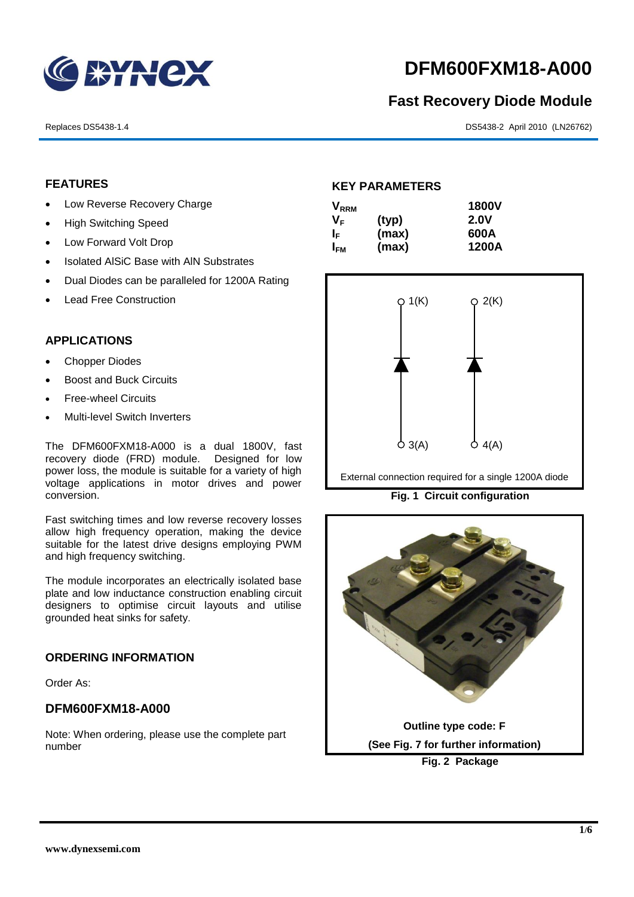# DFM600FXM18-A000

## Fast Recovery Diode Module

Replaces DS5438-1.4

DS5438-2 April 2010 (LN26762)

### FEATURES

- Low Reverse Recovery Charge
- High Switching Speed
- Low Forward Volt Drop
- Isolated AlSiC Base with AlN Substrates
- Dual Diodes can be paralleled for 1200A Rating
- Lead Free Construction

### APPLICATIONS

- Chopper Diodes
- Boost and Buck Circuits
- Free-wheel Circuits
- Multi-level Switch Inverters

The DFM600FXM18-A000 is a dual 1800V, fast recovery diode (FRD) module. Designed for low power loss, the module is suitable for a variety of high voltage applications in motor drives and power conversion.

Fast switching times and low reverse recovery losses allow high frequency operation, making the device suitable for the latest drive designs employing PWM and high frequency switching.

The module incorporates an electrically isolated base plate and low inductance construction enabling circuit designers to optimise circuit layouts and utilise grounded heat sinks for safety.

### ORDERING INFORMATION

Order As:

**DFM600FXM18-A000**

Note: When ordering, please use the complete part number

### KEY PARAMETERS

| | | |
|---|---|---|
| $V_{RRM}$ | | 1800V |
| $V_F$ | (typ) | 2.0V |
| $I_F$ | (max) | 600A |
| $I_{FM}$ | (max) | 1200A |

1(K) 2(K) 3(A) 4(A)

External connection required for a single 1200A diode

**Fig. 1 Circuit configuration**

Outline type code: F

(See Fig. 7 for further information)

**Fig. 2 Package**

www.dynexsemi.com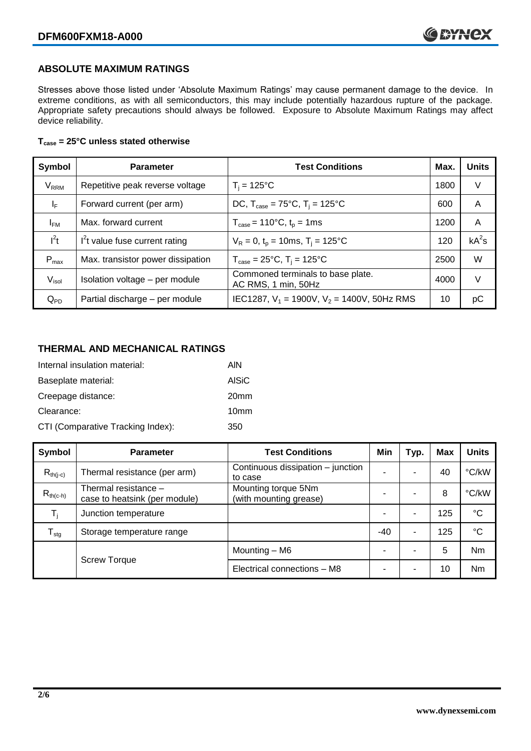## ABSOLUTE MAXIMUM RATINGS

Stresses above those listed under 'Absolute Maximum Ratings' may cause permanent damage to the device. In extreme conditions, as with all semiconductors, this may include potentially hazardous rupture of the package. Appropriate safety precautions should always be followed. Exposure to Absolute Maximum Ratings may affect device reliability.

**$T_{case}$ = 25°C unless stated otherwise**

| Symbol | Parameter | Test Conditions | Max. | Units |
|---|---|---|---|---|
| $V_{RRM}$ | Repetitive peak reverse voltage | $T_j$ = 125°C | 1800 | V |
| $I_F$ | Forward current (per arm) | DC, $T_{case}$ = 75°C, $T_j$ = 125°C | 600 | A |
| $I_{FM}$ | Max. forward current | $T_{case}$ = 110°C, $t_p$ = 1ms | 1200 | A |
| $I^2t$ | $I^2t$ value fuse current rating | $V_R$ = 0, $t_p$ = 10ms, $T_j$ = 125°C | 120 | $kA^2s$ |
| $P_{max}$ | Max. transistor power dissipation | $T_{case}$ = 25°C, $T_j$ = 125°C | 2500 | W |
| $V_{isol}$ | Isolation voltage – per module | Commoned terminals to base plate. AC RMS, 1 min, 50Hz | 4000 | V |
| $Q_{PD}$ | Partial discharge – per module | IEC1287, $V_1$ = 1900V, $V_2$ = 1400V, 50Hz RMS | 10 | pC |

## THERMAL AND MECHANICAL RATINGS

Internal insulation material: AlN

Baseplate material: AlSiC

Creepage distance: 20mm

Clearance: 10mm

CTI (Comparative Tracking Index): 350

| Symbol | Parameter | Test Conditions | Min | Typ. | Max | Units |
|---|---|---|---|---|---|---|
| $R_{th(j-c)}$ | Thermal resistance (per arm) | Continuous dissipation – junction to case | - | - | 40 | °C/kW |
| $R_{th(c-h)}$ | Thermal resistance – case to heatsink (per module) | Mounting torque 5Nm (with mounting grease) | - | - | 8 | °C/kW |
| $T_j$ | Junction temperature | | - | - | 125 | °C |
| $T_{stg}$ | Storage temperature range | | -40 | - | 125 | °C |
| | Screw Torque | Mounting – M6 | - | - | 5 | Nm |
| | | Electrical connections – M8 | - | - | 10 | Nm |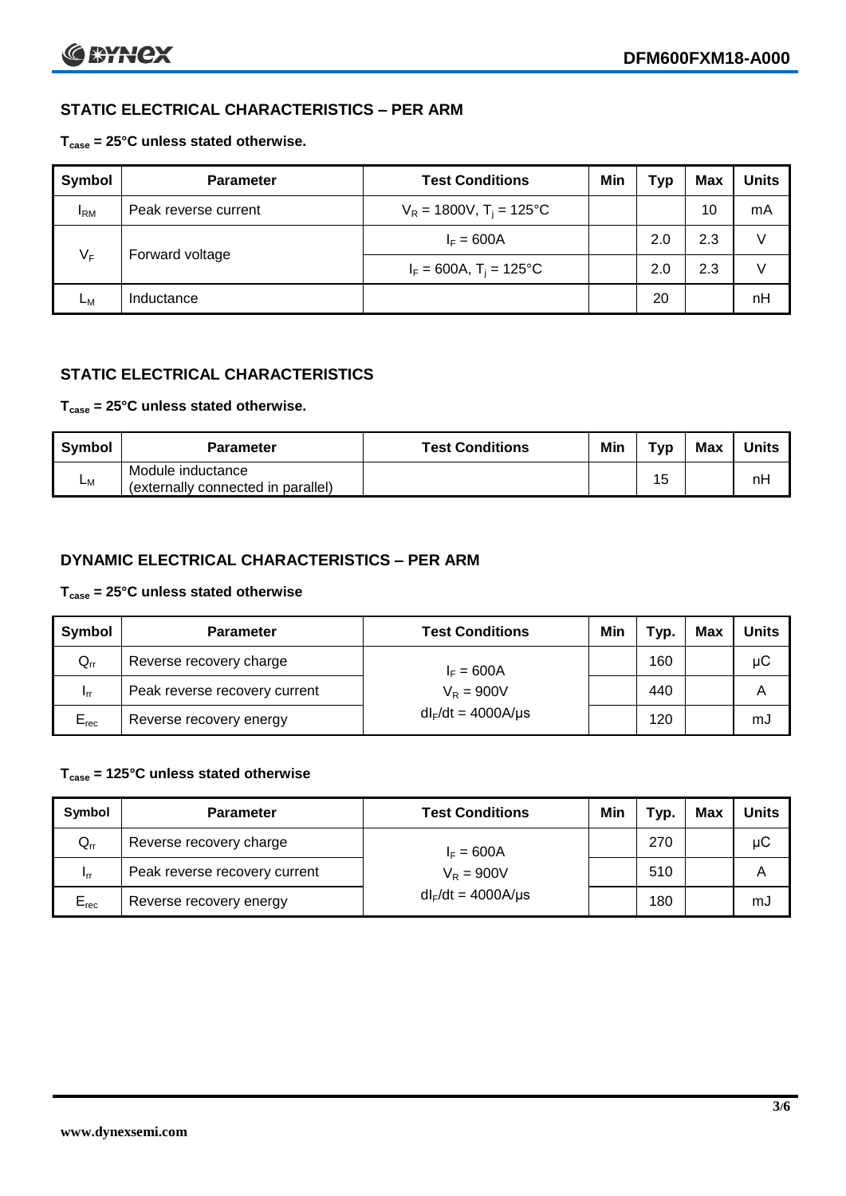## STATIC ELECTRICAL CHARACTERISTICS – PER ARM

**$T_{case}$ = 25°C unless stated otherwise.**

| Symbol | Parameter | Test Conditions | Min | Typ | Max | Units |
|---|---|---|---|---|---|---|
| $I_{RM}$ | Peak reverse current | $V_R$ = 1800V, $T_j$ = 125°C | | | 10 | mA |
| $V_F$ | Forward voltage | $I_F$ = 600A | | 2.0 | 2.3 | V |
| | | $I_F$ = 600A, $T_j$ = 125°C | | 2.0 | 2.3 | V |
| $L_M$ | Inductance | | | 20 | | nH |

## STATIC ELECTRICAL CHARACTERISTICS

**$T_{case}$ = 25°C unless stated otherwise.**

| Symbol | Parameter | Test Conditions | Min | Typ | Max | Units |
|---|---|---|---|---|---|---|
| $L_M$ | Module inductance (externally connected in parallel) | | | 15 | | nH |

## DYNAMIC ELECTRICAL CHARACTERISTICS – PER ARM

**$T_{case}$ = 25°C unless stated otherwise**

| Symbol | Parameter | Test Conditions | Min | Typ. | Max | Units |
|---|---|---|---|---|---|---|
| $Q_{rr}$ | Reverse recovery charge | $I_F$ = 600A | | 160 | | μC |
| $I_{rr}$ | Peak reverse recovery current | $V_R$ = 900V | | 440 | | A |
| $E_{rec}$ | Reverse recovery energy | $dI_F/dt$ = 4000A/μs | | 120 | | mJ |

**$T_{case}$ = 125°C unless stated otherwise**

| Symbol | Parameter | Test Conditions | Min | Typ. | Max | Units |
|---|---|---|---|---|---|---|
| $Q_{rr}$ | Reverse recovery charge | $I_F$ = 600A | | 270 | | μC |
| $I_{rr}$ | Peak reverse recovery current | $V_R$ = 900V | | 510 | | A |
| $E_{rec}$ | Reverse recovery energy | $dI_F/dt$ = 4000A/μs | | 180 | | mJ |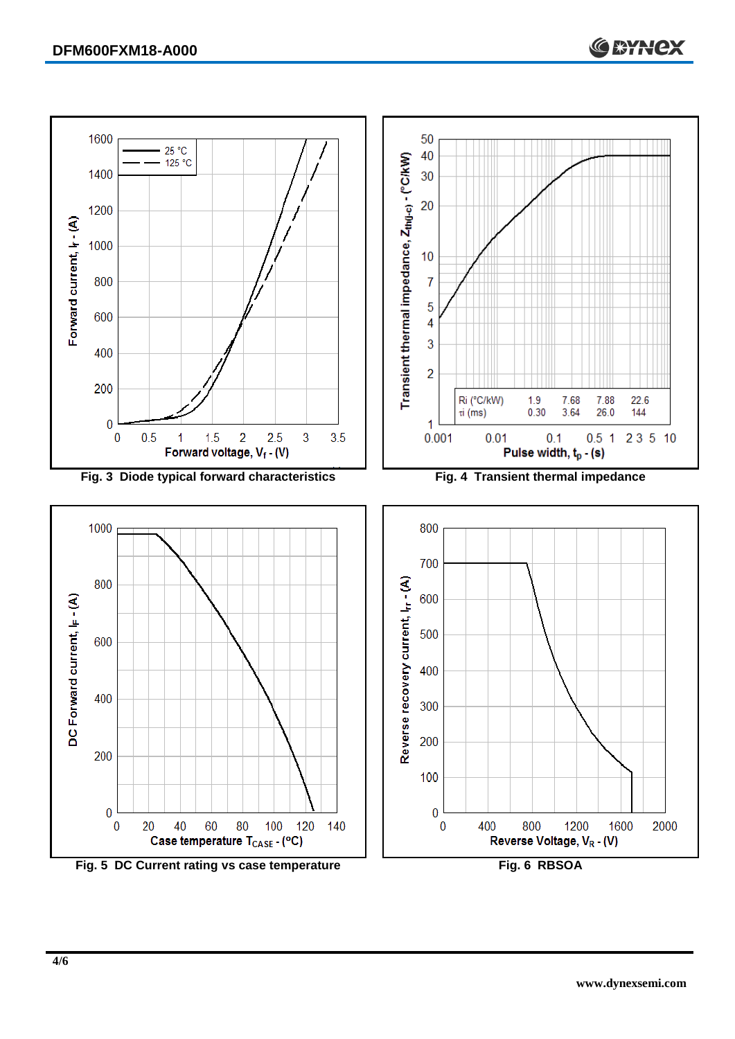Fig. 3 Diode typical forward characteristics

| Ri (°C/kW) | 1.9 | 7.68 | 7.88 | 22.6 |
|---|---|---|---|---|
| τi (ms) | 0.30 | 3.64 | 26.0 | 144 |

Fig. 4 Transient thermal impedance

Fig. 5 DC Current rating vs case temperature

Fig. 6 RBSOA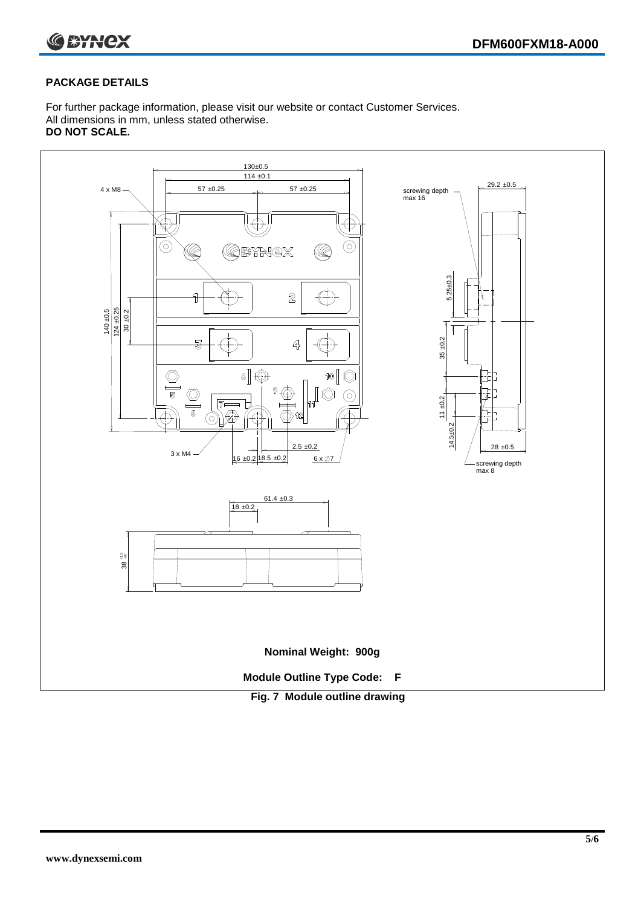## PACKAGE DETAILS

For further package information, please visit our website or contact Customer Services.
All dimensions in mm, unless stated otherwise.
**DO NOT SCALE.**

**Nominal Weight: 900g**

**Module Outline Type Code: F**

**Fig. 7 Module outline drawing**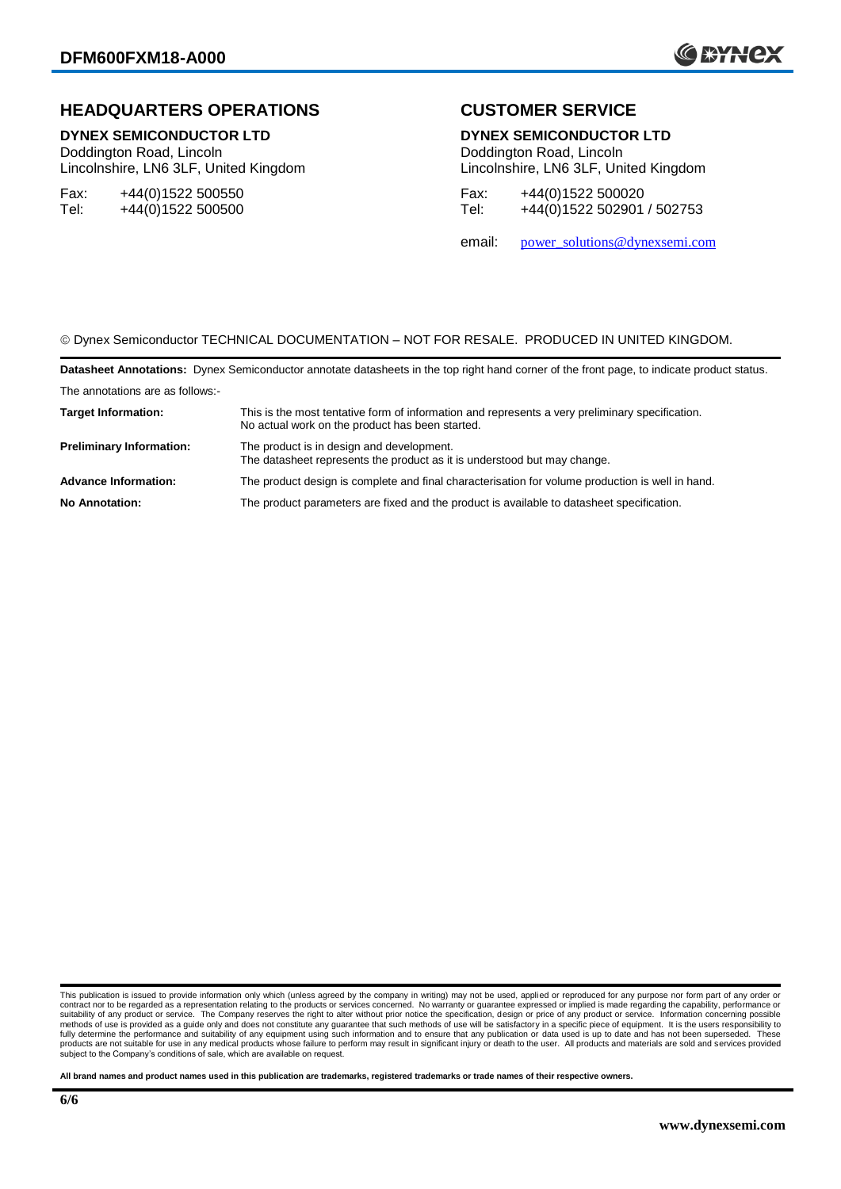## HEADQUARTERS OPERATIONS

**DYNEX SEMICONDUCTOR LTD**
Doddington Road, Lincoln
Lincolnshire, LN6 3LF, United Kingdom

Fax: +44(0)1522 500550
Tel: +44(0)1522 500500

## CUSTOMER SERVICE

**DYNEX SEMICONDUCTOR LTD**
Doddington Road, Lincoln
Lincolnshire, LN6 3LF, United Kingdom

Fax: +44(0)1522 500020
Tel: +44(0)1522 502901 / 502753

email: power_solutions@dynexsemi.com

© Dynex Semiconductor TECHNICAL DOCUMENTATION – NOT FOR RESALE. PRODUCED IN UNITED KINGDOM.

**Datasheet Annotations:** Dynex Semiconductor annotate datasheets in the top right hand corner of the front page, to indicate product status.

The annotations are as follows:-

| | |
|---|---|
| **Target Information:** | This is the most tentative form of information and represents a very preliminary specification. No actual work on the product has been started. |
| **Preliminary Information:** | The product is in design and development. The datasheet represents the product as it is understood but may change. |
| **Advance Information:** | The product design is complete and final characterisation for volume production is well in hand. |
| **No Annotation:** | The product parameters are fixed and the product is available to datasheet specification. |

This publication is issued to provide information only which (unless agreed by the company in writing) may not be used, applied or reproduced for any purpose nor form part of any order or contract nor to be regarded as a representation relating to the products or services concerned. No warranty or guarantee expressed or implied is made regarding the capability, performance or suitability of any product or service. The Company reserves the right to alter without prior notice the specification, design or price of any product or service. Information concerning possible methods of use is provided as a guide only and does not constitute any guarantee that such methods of use will be satisfactory in a specific piece of equipment. It is the users responsibility to fully determine the performance and suitability of any equipment using such information and to ensure that any publication or data used is up to date and has not been superseded. These products are not suitable for use in any medical products whose failure to perform may result in significant injury or death to the user. All products and materials are sold and services provided subject to the Company's conditions of sale, which are available on request.

**All brand names and product names used in this publication are trademarks, registered trademarks or trade names of their respective owners.**

**www.dynexsemi.com**